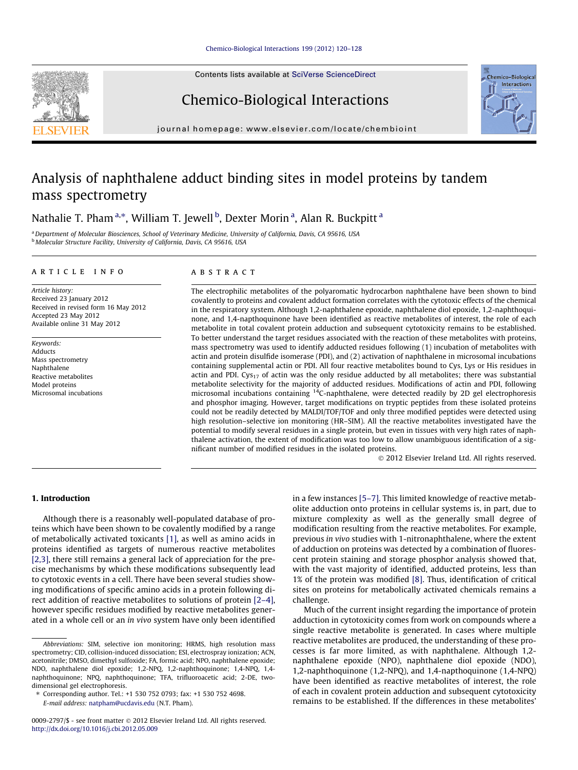# Analysis of naphthalene adduct binding sites in model proteins by tandem mass spectrometry

Nathalie T. Pham [a,*], William T. Jewell [b], Dexter Morin [a], Alan R. Buckpitt [a]

[a] Department of Molecular Biosciences, School of Veterinary Medicine, University of California, Davis, CA 95616, USA
[b] Molecular Structure Facility, University of California, Davis, CA 95616, USA

**ARTICLE INFO**

*Article history:*
Received 23 January 2012
Received in revised form 16 May 2012
Accepted 23 May 2012
Available online 31 May 2012

*Keywords:*
Adducts
Mass spectrometry
Naphthalene
Reactive metabolites
Model proteins
Microsomal incubations

**ABSTRACT**

The electrophilic metabolites of the polyaromatic hydrocarbon naphthalene have been shown to bind covalently to proteins and covalent adduct formation correlates with the cytotoxic effects of the chemical in the respiratory system. Although 1,2-naphthalene epoxide, naphthalene diol epoxide, 1,2-naphthoquinone, and 1,4-napthoquinone have been identified as reactive metabolites of interest, the role of each metabolite in total covalent protein adduction and subsequent cytotoxicity remains to be established. To better understand the target residues associated with the reaction of these metabolites with proteins, mass spectrometry was used to identify adducted residues following (1) incubation of metabolites with actin and protein disulfide isomerase (PDI), and (2) activation of naphthalene in microsomal incubations containing supplemental actin or PDI. All four reactive metabolites bound to Cys, Lys or His residues in actin and PDI. $Cys_{17}$ of actin was the only residue adducted by all metabolites; there was substantial metabolite selectivity for the majority of adducted residues. Modifications of actin and PDI, following microsomal incubations containing $^{14}C$-naphthalene, were detected readily by 2D gel electrophoresis and phosphor imaging. However, target modifications on tryptic peptides from these isolated proteins could not be readily detected by MALDI/TOF/TOF and only three modified peptides were detected using high resolution–selective ion monitoring (HR–SIM). All the reactive metabolites investigated have the potential to modify several residues in a single protein, but even in tissues with very high rates of naphthalene activation, the extent of modification was too low to allow unambiguous identification of a significant number of modified residues in the isolated proteins.

© 2012 Elsevier Ireland Ltd. All rights reserved.

## 1. Introduction

Although there is a reasonably well-populated database of proteins which have been shown to be covalently modified by a range of metabolically activated toxicants [1], as well as amino acids in proteins identified as targets of numerous reactive metabolites [2,3], there still remains a general lack of appreciation for the precise mechanisms by which these modifications subsequently lead to cytotoxic events in a cell. There have been several studies showing modifications of specific amino acids in a protein following direct addition of reactive metabolites to solutions of protein [2–4], however specific residues modified by reactive metabolites generated in a whole cell or an *in vivo* system have only been identified in a few instances [5–7]. This limited knowledge of reactive metabolite adduction onto proteins in cellular systems is, in part, due to mixture complexity as well as the generally small degree of modification resulting from the reactive metabolites. For example, previous *in vivo* studies with 1-nitronaphthalene, where the extent of adduction on proteins was detected by a combination of fluorescent protein staining and storage phosphor analysis showed that, with the vast majority of identified, adducted proteins, less than 1% of the protein was modified [8]. Thus, identification of critical sites on proteins for metabolically activated chemicals remains a challenge.

Much of the current insight regarding the importance of protein adduction in cytotoxicity comes from work on compounds where a single reactive metabolite is generated. In cases where multiple reactive metabolites are produced, the understanding of these processes is far more limited, as with naphthalene. Although 1,2-naphthalene epoxide (NPO), naphthalene diol epoxide (NDO), 1,2-naphthoquinone (1,2-NPQ), and 1,4-napthoquinone (1,4-NPQ) have been identified as reactive metabolites of interest, the role of each in covalent protein adduction and subsequent cytotoxicity remains to be established. If the differences in these metabolites'

---

*Abbreviations:* SIM, selective ion monitoring; HRMS, high resolution mass spectrometry; CID, collision-induced dissociation; ESI, electrospray ionization; ACN, acetonitrile; DMSO, dimethyl sulfoxide; FA, formic acid; NPO, naphthalene epoxide; NDO, naphthalene diol epoxide; 1,2-NPQ, 1,2-naphthoquinone; 1,4-NPQ, 1,4-naphthoquinone; NPQ, naphthoquinone; TFA, trifluoroacetic acid; 2-DE, two-dimensional gel electrophoresis.

* Corresponding author. Tel.: +1 530 752 0793; fax: +1 530 752 4698.
*E-mail address:* natpham@ucdavis.edu (N.T. Pham).

0009-2797/$ - see front matter © 2012 Elsevier Ireland Ltd. All rights reserved.
http://dx.doi.org/10.1016/j.cbi.2012.05.009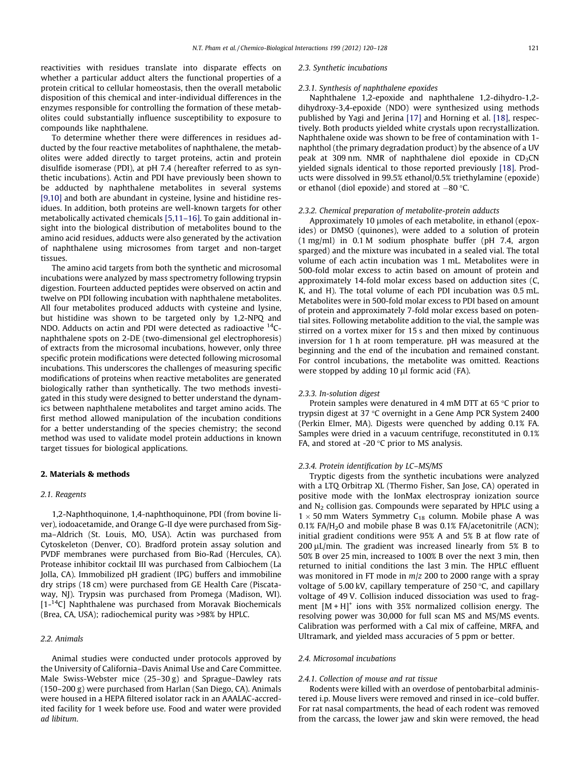reactivities with residues translate into disparate effects on whether a particular adduct alters the functional properties of a protein critical to cellular homeostasis, then the overall metabolic disposition of this chemical and inter-individual differences in the enzymes responsible for controlling the formation of these metabolites could substantially influence susceptibility to exposure to compounds like naphthalene.

To determine whether there were differences in residues adducted by the four reactive metabolites of naphthalene, the metabolites were added directly to target proteins, actin and protein disulfide isomerase (PDI), at pH 7.4 (hereafter referred to as synthetic incubations). Actin and PDI have previously been shown to be adducted by naphthalene metabolites in several systems [9,10] and both are abundant in cysteine, lysine and histidine residues. In addition, both proteins are well-known targets for other metabolically activated chemicals [5,11–16]. To gain additional insight into the biological distribution of metabolites bound to the amino acid residues, adducts were also generated by the activation of naphthalene using microsomes from target and non-target tissues.

The amino acid targets from both the synthetic and microsomal incubations were analyzed by mass spectrometry following trypsin digestion. Fourteen adducted peptides were observed on actin and twelve on PDI following incubation with naphthalene metabolites. All four metabolites produced adducts with cysteine and lysine, but histidine was shown to be targeted only by 1,2-NPQ and NDO. Adducts on actin and PDI were detected as radioactive $^{14}$C-naphthalene spots on 2-DE (two-dimensional gel electrophoresis) of extracts from the microsomal incubations, however, only three specific protein modifications were detected following microsomal incubations. This underscores the challenges of measuring specific modifications of proteins when reactive metabolites are generated biologically rather than synthetically. The two methods investigated in this study were designed to better understand the dynamics between naphthalene metabolites and target amino acids. The first method allowed manipulation of the incubation conditions for a better understanding of the species chemistry; the second method was used to validate model protein adductions in known target tissues for biological applications.

## 2. Materials & methods

### 2.1. Reagents

1,2-Naphthoquinone, 1,4-naphthoquinone, PDI (from bovine liver), iodoacetamide, and Orange G-II dye were purchased from Sigma–Aldrich (St. Louis, MO, USA). Actin was purchased from Cytoskeleton (Denver, CO). Bradford protein assay solution and PVDF membranes were purchased from Bio-Rad (Hercules, CA). Protease inhibitor cocktail III was purchased from Calbiochem (La Jolla, CA). Immobilized pH gradient (IPG) buffers and immobiline dry strips (18 cm) were purchased from GE Health Care (Piscataway, NJ). Trypsin was purchased from Promega (Madison, WI). [1-$^{14}$C] Naphthalene was purchased from Moravak Biochemicals (Brea, CA, USA); radiochemical purity was >98% by HPLC.

### 2.2. Animals

Animal studies were conducted under protocols approved by the University of California–Davis Animal Use and Care Committee. Male Swiss-Webster mice (25–30 g) and Sprague–Dawley rats (150–200 g) were purchased from Harlan (San Diego, CA). Animals were housed in a HEPA filtered isolator rack in an AAALAC-accredited facility for 1 week before use. Food and water were provided *ad libitum*.

### 2.3. Synthetic incubations

#### 2.3.1. Synthesis of naphthalene epoxides

Naphthalene 1,2-epoxide and naphthalene 1,2-dihydro-1,2-dihydroxy-3,4-epoxide (NDO) were synthesized using methods published by Yagi and Jerina [17] and Horning et al. [18], respectively. Both products yielded white crystals upon recrystallization. Naphthalene oxide was shown to be free of contamination with 1-naphthol (the primary degradation product) by the absence of a UV peak at 309 nm. NMR of naphthalene diol epoxide in $CD_3CN$ yielded signals identical to those reported previously [18]. Products were dissolved in 99.5% ethanol/0.5% triethylamine (epoxide) or ethanol (diol epoxide) and stored at −80 °C.

#### 2.3.2. Chemical preparation of metabolite-protein adducts

Approximately 10 μmoles of each metabolite, in ethanol (epoxides) or DMSO (quinones), were added to a solution of protein (1 mg/ml) in 0.1 M sodium phosphate buffer (pH 7.4, argon sparged) and the mixture was incubated in a sealed vial. The total volume of each actin incubation was 1 mL. Metabolites were in 500-fold molar excess to actin based on amount of protein and approximately 14-fold molar excess based on adduction sites (C, K, and H). The total volume of each PDI incubation was 0.5 mL. Metabolites were in 500-fold molar excess to PDI based on amount of protein and approximately 7-fold molar excess based on potential sites. Following metabolite addition to the vial, the sample was stirred on a vortex mixer for 15 s and then mixed by continuous inversion for 1 h at room temperature. pH was measured at the beginning and the end of the incubation and remained constant. For control incubations, the metabolite was omitted. Reactions were stopped by adding 10 μl formic acid (FA).

#### 2.3.3. In-solution digest

Protein samples were denatured in 4 mM DTT at 65 °C prior to trypsin digest at 37 °C overnight in a Gene Amp PCR System 2400 (Perkin Elmer, MA). Digests were quenched by adding 0.1% FA. Samples were dried in a vacuum centrifuge, reconstituted in 0.1% FA, and stored at -20 °C prior to MS analysis.

#### 2.3.4. Protein identification by LC–MS/MS

Tryptic digests from the synthetic incubations were analyzed with a LTQ Orbitrap XL (Thermo Fisher, San Jose, CA) operated in positive mode with the IonMax electrospray ionization source and $N_2$ collision gas. Compounds were separated by HPLC using a 1 × 50 mm Waters Symmetry $C_{18}$ column. Mobile phase A was 0.1% FA/$H_2O$ and mobile phase B was 0.1% FA/acetonitrile (ACN); initial gradient conditions were 95% A and 5% B at flow rate of 200 μL/min. The gradient was increased linearly from 5% B to 50% B over 25 min, increased to 100% B over the next 3 min, then returned to initial conditions the last 3 min. The HPLC effluent was monitored in FT mode in *m/z* 200 to 2000 range with a spray voltage of 5.00 kV, capillary temperature of 250 °C, and capillary voltage of 49 V. Collision induced dissociation was used to fragment $[M + H]^+$ ions with 35% normalized collision energy. The resolving power was 30,000 for full scan MS and MS/MS events. Calibration was performed with a Cal mix of caffeine, MRFA, and Ultramark, and yielded mass accuracies of 5 ppm or better.

### 2.4. Microsomal incubations

#### 2.4.1. Collection of mouse and rat tissue

Rodents were killed with an overdose of pentobarbital administered i.p. Mouse livers were removed and rinsed in ice–cold buffer. For rat nasal compartments, the head of each rodent was removed from the carcass, the lower jaw and skin were removed, the head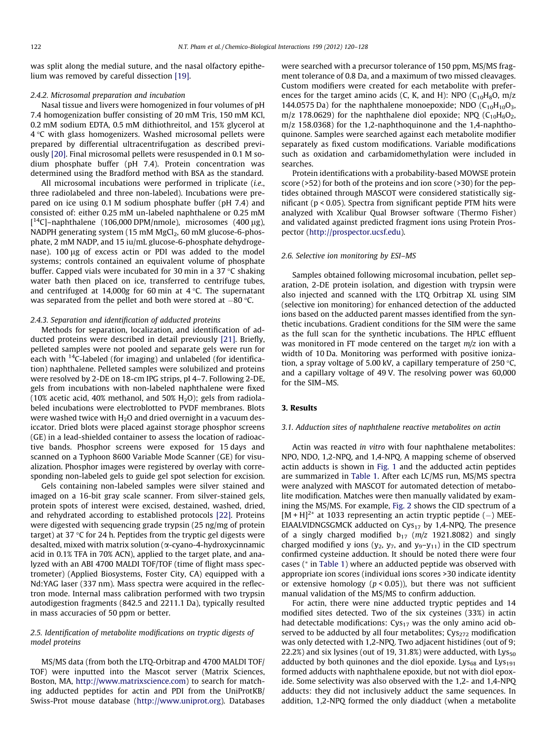was split along the medial suture, and the nasal olfactory epithelium was removed by careful dissection [19].

#### 2.4.2. Microsomal preparation and incubation

Nasal tissue and livers were homogenized in four volumes of pH 7.4 homogenization buffer consisting of 20 mM Tris, 150 mM KCl, 0.2 mM sodium EDTA, 0.5 mM dithiothreitol, and 15% glycerol at 4 °C with glass homogenizers. Washed microsomal pellets were prepared by differential ultracentrifugation as described previously [20]. Final microsomal pellets were resuspended in 0.1 M sodium phosphate buffer (pH 7.4). Protein concentration was determined using the Bradford method with BSA as the standard.

All microsomal incubations were performed in triplicate (*i.e.*, three radiolabeled and three non-labeled). Incubations were prepared on ice using 0.1 M sodium phosphate buffer (pH 7.4) and consisted of: either 0.25 mM un-labeled naphthalene or 0.25 mM [$^{14}$C]–naphthalene (106,000 DPM/nmole), microsomes (400 μg), NADPH generating system (15 mM $MgCl_2$, 60 mM glucose-6-phosphate, 2 mM NADP, and 15 iu/mL glucose-6-phosphate dehydrogenase). 100 μg of excess actin or PDI was added to the model systems; controls contained an equivalent volume of phosphate buffer. Capped vials were incubated for 30 min in a 37 °C shaking water bath then placed on ice, transferred to centrifuge tubes, and centrifuged at 14,000*g* for 60 min at 4 °C. The supernatant was separated from the pellet and both were stored at −80 °C.

#### 2.4.3. Separation and identification of adducted proteins

Methods for separation, localization, and identification of adducted proteins were described in detail previously [21]. Briefly, pelleted samples were not pooled and separate gels were run for each with $^{14}$C-labeled (for imaging) and unlabeled (for identification) naphthalene. Pelleted samples were solubilized and proteins were resolved by 2-DE on 18-cm IPG strips, pI 4–7. Following 2-DE, gels from incubations with non-labeled naphthalene were fixed (10% acetic acid, 40% methanol, and 50% $H_2O$); gels from radiolabeled incubations were electroblotted to PVDF membranes. Blots were washed twice with $H_2O$ and dried overnight in a vacuum desiccator. Dried blots were placed against storage phosphor screens (GE) in a lead-shielded container to assess the location of radioactive bands. Phosphor screens were exposed for 15 days and scanned on a Typhoon 8600 Variable Mode Scanner (GE) for visualization. Phosphor images were registered by overlay with corresponding non-labeled gels to guide gel spot selection for excision.

Gels containing non-labeled samples were silver stained and imaged on a 16-bit gray scale scanner. From silver-stained gels, protein spots of interest were excised, destained, washed, dried, and rehydrated according to established protocols [22]. Proteins were digested with sequencing grade trypsin (25 ng/mg of protein target) at 37 °C for 24 h. Peptides from the tryptic gel digests were desalted, mixed with matrix solution (α-cyano-4-hydroxycinnamic acid in 0.1% TFA in 70% ACN), applied to the target plate, and analyzed with an ABI 4700 MALDI TOF/TOF (time of flight mass spectrometer) (Applied Biosystems, Foster City, CA) equipped with a Nd:YAG laser (337 nm). Mass spectra were acquired in the reflectron mode. Internal mass calibration performed with two trypsin autodigestion fragments (842.5 and 2211.1 Da), typically resulted in mass accuracies of 50 ppm or better.

### 2.5. Identification of metabolite modifications on tryptic digests of model proteins

MS/MS data (from both the LTQ-Orbitrap and 4700 MALDI TOF/TOF) were inputted into the Mascot server (Matrix Sciences, Boston, MA, http://www.matrixscience.com) to search for matching adducted peptides for actin and PDI from the UniProtKB/Swiss-Prot mouse database (http://www.uniprot.org). Databases were searched with a precursor tolerance of 150 ppm, MS/MS fragment tolerance of 0.8 Da, and a maximum of two missed cleavages. Custom modifiers were created for each metabolite with preferences for the target amino acids (C, K, and H): NPO ($C_{10}H_8O$, m/z 144.0575 Da) for the naphthalene monoepoxide; NDO ($C_{10}H_{10}O_3$, m/z 178.0629) for the naphthalene diol epoxide; NPQ ($C_{10}H_6O_2$, m/z 158.0368) for the 1,2-naphthoquinone and the 1,4-naphthoquinone. Samples were searched against each metabolite modifier separately as fixed custom modifications. Variable modifications such as oxidation and carbamidomethylation were included in searches.

Protein identifications with a probability-based MOWSE protein score (>52) for both of the proteins and ion score (>30) for the peptides obtained through MASCOT were considered statistically significant ($p < 0.05$). Spectra from significant peptide PTM hits were analyzed with Xcalibur Qual Browser software (Thermo Fisher) and validated against predicted fragment ions using Protein Prospector (http://prospector.ucsf.edu).

### 2.6. Selective ion monitoring by ESI–MS

Samples obtained following microsomal incubation, pellet separation, 2-DE protein isolation, and digestion with trypsin were also injected and scanned with the LTQ Orbitrap XL using SIM (selective ion monitoring) for enhanced detection of the adducted ions based on the adducted parent masses identified from the synthetic incubations. Gradient conditions for the SIM were the same as the full scan for the synthetic incubations. The HPLC effluent was monitored in FT mode centered on the target *m/z* ion with a width of 10 Da. Monitoring was performed with positive ionization, a spray voltage of 5.00 kV, a capillary temperature of 250 °C, and a capillary voltage of 49 V. The resolving power was 60,000 for the SIM–MS.

## 3. Results

### 3.1. Adduction sites of naphthalene reactive metabolites on actin

Actin was reacted *in vitro* with four naphthalene metabolites: NPO, NDO, 1,2-NPQ, and 1,4-NPQ. A mapping scheme of observed actin adducts is shown in Fig. 1 and the adducted actin peptides are summarized in Table 1. After each LC/MS run, MS/MS spectra were analyzed with MASCOT for automated detection of metabolite modification. Matches were then manually validated by examining the MS/MS. For example, Fig. 2 shows the CID spectrum of a $[M + H]^{2+}$ at 1033 representing an actin tryptic peptide (−) MEEEIAALVIDNGSGMCK adducted on $Cys_{17}$ by 1,4-NPQ. The presence of a singly charged modified $b_{17}$ (*m/z* 1921.8082) and singly charged modified y ions ($y_2$, $y_7$, and $y_9$–$y_{11}$) in the CID spectrum confirmed cysteine adduction. It should be noted there were four cases (* in Table 1) where an adducted peptide was observed with appropriate ion scores (individual ions scores >30 indicate identity or extensive homology ($p < 0.05$)), but there was not sufficient manual validation of the MS/MS to confirm adduction.

For actin, there were nine adducted tryptic peptides and 14 modified sites detected. Two of the six cysteines (33%) in actin had detectable modifications: $Cys_{17}$ was the only amino acid observed to be adducted by all four metabolites; $Cys_{272}$ modification was only detected with 1,2-NPQ. Two adjacent histidines (out of 9; 22.2%) and six lysines (out of 19, 31.8%) were adducted, with $Lys_{50}$ adducted by both quinones and the diol epoxide. $Lys_{68}$ and $Lys_{191}$ formed adducts with naphthalene epoxide, but not with diol epoxide. Some selectivity was also observed with the 1,2- and 1,4-NPQ adducts: they did not inclusively adduct the same sequences. In addition, 1,2-NPQ formed the only diadduct (when a metabolite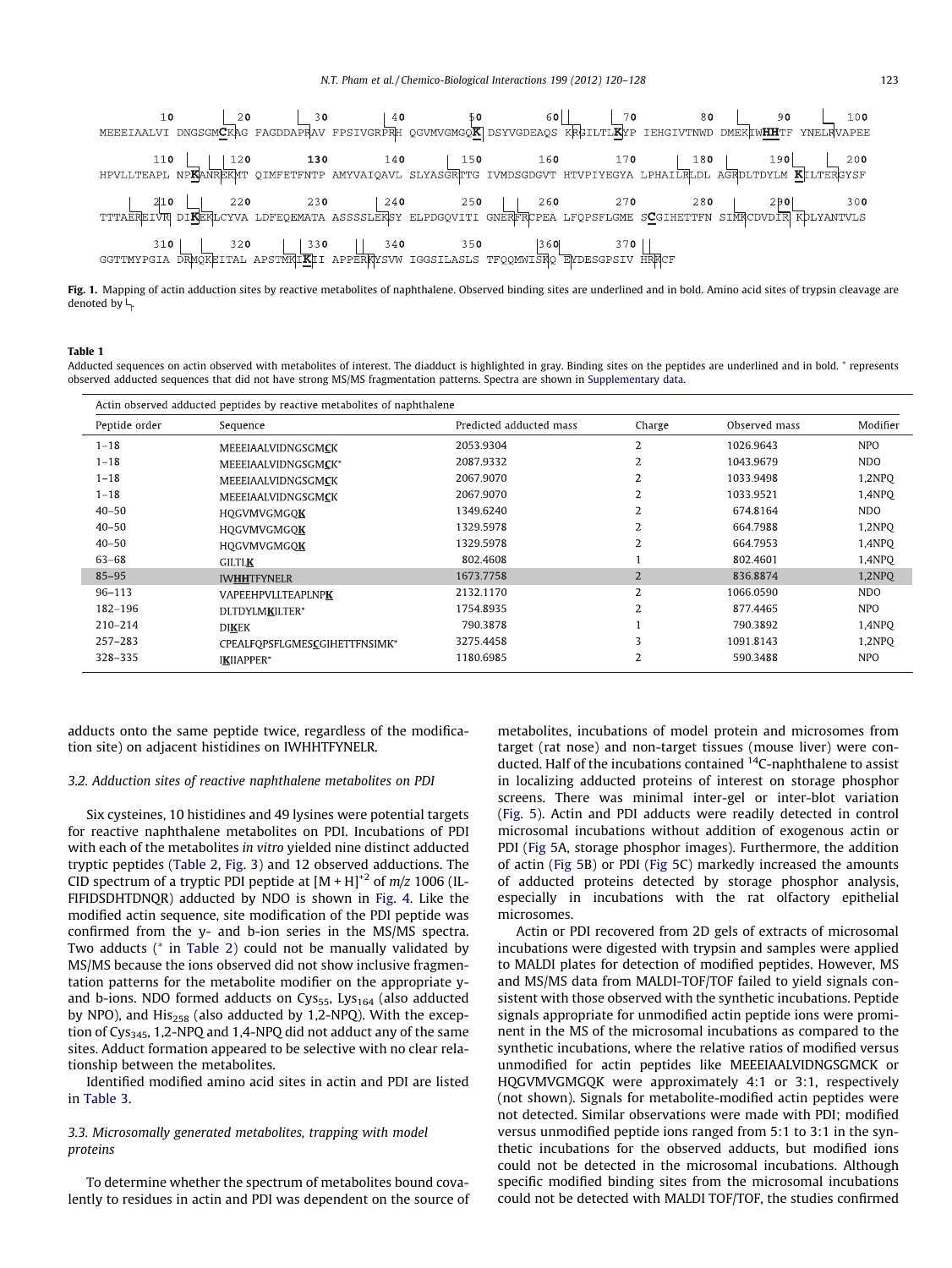```
        10          20          30          40          50          60          70          80          90          100
MEEEIAALVI DNGSGMCKAG FAGDDAPRAV FPSIVGRPRH QGVMVGMGQK DSYVGDEAQS KRGILTLKYP IEHGIVTNWD DMEKIWHHTF YNELRVAPEE

       110         120         130         140         150         160         170         180         190         200
HPVLLTEAPL NPKANREKMT QIMFETFNTP AMYVAIQAVL SLYASGRTTG IVMDSGDGVT HTVPIYEGYA LPHAILRLDL AGRDLTDYLM KILTERGYSF

       210         220         230         240         250         260         270         280         290         300
TTTAEREIVR DIKEKLCYVA LDFEQEMATA ASSSSLEKSY ELPDGQVITI GNERFRCPEA LFQPSFLGME SCGIHETTFN SIMKCDVDIR KDLYANTVLS

       310         320         330         340         350         360         370
GGTTMYPGIA DRMQKEITAL APSTMKIKII APPERKYSVW IGGSILASLS TFQQMWISKQ EYDESGPSIV HRKCF
```

**Fig. 1.** Mapping of actin adduction sites by reactive metabolites of naphthalene. Observed binding sites are underlined and in bold. Amino acid sites of trypsin cleavage are denoted by ⅃.

**Table 1**
Adducted sequences on actin observed with metabolites of interest. The diadduct is highlighted in gray. Binding sites on the peptides are underlined and in bold. * represents observed adducted sequences that did not have strong MS/MS fragmentation patterns. Spectra are shown in Supplementary data.

| Actin observed adducted peptides by reactive metabolites of naphthalene | | | | | |
|---|---|---|---|---|---|
| Peptide order | Sequence | Predicted adducted mass | Charge | Observed mass | Modifier |
| 1–18 | MEEEIAALVIDNGSGM**C**K | 2053.9304 | 2 | 1026.9643 | NPO |
| 1–18 | MEEEIAALVIDNGSGM**C**K* | 2087.9332 | 2 | 1043.9679 | NDO |
| 1–18 | MEEEIAALVIDNGSGM**C**K | 2067.9070 | 2 | 1033.9498 | 1,2NPQ |
| 1–18 | MEEEIAALVIDNGSGM**C**K | 2067.9070 | 2 | 1033.9521 | 1,4NPQ |
| 40–50 | HQGVMVGMGQ**K** | 1349.6240 | 2 | 674.8164 | NDO |
| 40–50 | HQGVMVGMGQ**K** | 1329.5978 | 2 | 664.7988 | 1,2NPQ |
| 40–50 | HQGVMVGMGQ**K** | 1329.5978 | 2 | 664.7953 | 1,4NPQ |
| 63–68 | GILTL**K** | 802.4608 | 1 | 802.4601 | 1,4NPQ |
| 85–95 | IW**HH**TFYNELR | 1673.7758 | 2 | 836.8874 | 1,2NPQ |
| 96–113 | VAPEEHPVLLTEAPLNP**K** | 2132.1170 | 2 | 1066.0590 | NDO |
| 182–196 | DLTDYLM**K**ILTER* | 1754.8935 | 2 | 877.4465 | NPO |
| 210–214 | DI**K**EK | 790.3878 | 1 | 790.3892 | 1,4NPQ |
| 257–283 | CPEALFQPSFLGMES**C**GIHETTFNSIMK* | 3275.4458 | 3 | 1091.8143 | 1,2NPQ |
| 328–335 | I**K**IIAPPER* | 1180.6985 | 2 | 590.3488 | NPO |

adducts onto the same peptide twice, regardless of the modification site) on adjacent histidines on IWHHTFYNELR.

### 3.2. Adduction sites of reactive naphthalene metabolites on PDI

Six cysteines, 10 histidines and 49 lysines were potential targets for reactive naphthalene metabolites on PDI. Incubations of PDI with each of the metabolites *in vitro* yielded nine distinct adducted tryptic peptides (Table 2, Fig. 3) and 12 observed adductions. The CID spectrum of a tryptic PDI peptide at $[M + H]^{+2}$ of $m/z$ 1006 (ILFIFIDSDHTDNQR) adducted by NDO is shown in Fig. 4. Like the modified actin sequence, site modification of the PDI peptide was confirmed from the y- and b-ion series in the MS/MS spectra. Two adducts (* in Table 2) could not be manually validated by MS/MS because the ions observed did not show inclusive fragmentation patterns for the metabolite modifier on the appropriate y- and b-ions. NDO formed adducts on $Cys_{55}$, $Lys_{164}$ (also adducted by NPO), and $His_{258}$ (also adducted by 1,2-NPQ). With the exception of $Cys_{345}$, 1,2-NPQ and 1,4-NPQ did not adduct any of the same sites. Adduct formation appeared to be selective with no clear relationship between the metabolites.

Identified modified amino acid sites in actin and PDI are listed in Table 3.

### 3.3. Microsomally generated metabolites, trapping with model proteins

To determine whether the spectrum of metabolites bound covalently to residues in actin and PDI was dependent on the source of metabolites, incubations of model protein and microsomes from target (rat nose) and non-target tissues (mouse liver) were conducted. Half of the incubations contained $^{14}C$-naphthalene to assist in localizing adducted proteins of interest on storage phosphor screens. There was minimal inter-gel or inter-blot variation (Fig. 5). Actin and PDI adducts were readily detected in control microsomal incubations without addition of exogenous actin or PDI (Fig 5A, storage phosphor images). Furthermore, the addition of actin (Fig 5B) or PDI (Fig 5C) markedly increased the amounts of adducted proteins detected by storage phosphor analysis, especially in incubations with the rat olfactory epithelial microsomes.

Actin or PDI recovered from 2D gels of extracts of microsomal incubations were digested with trypsin and samples were applied to MALDI plates for detection of modified peptides. However, MS and MS/MS data from MALDI-TOF/TOF failed to yield signals consistent with those observed with the synthetic incubations. Peptide signals appropriate for unmodified actin peptide ions were prominent in the MS of the microsomal incubations as compared to the synthetic incubations, where the relative ratios of modified versus unmodified for actin peptides like MEEEIAALVIDNGSGMCK or HQGVMVGMGQK were approximately 4:1 or 3:1, respectively (not shown). Signals for metabolite-modified actin peptides were not detected. Similar observations were made with PDI; modified versus unmodified peptide ions ranged from 5:1 to 3:1 in the synthetic incubations for the observed adducts, but modified ions could not be detected in the microsomal incubations. Although specific modified binding sites from the microsomal incubations could not be detected with MALDI TOF/TOF, the studies confirmed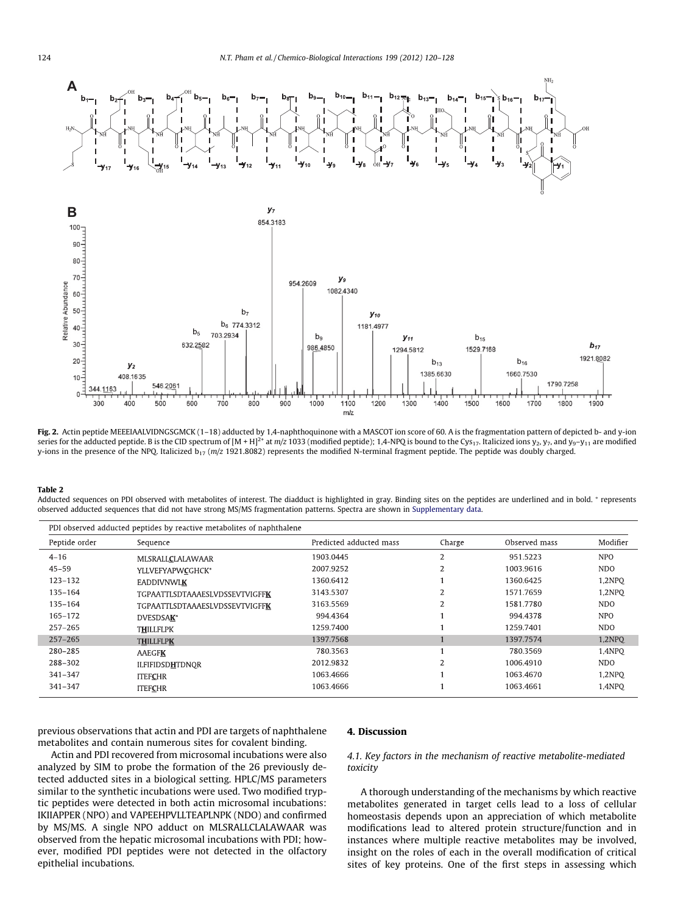**Fig. 2.** Actin peptide MEEEIAALVIDNGSGMCK (1–18) adducted by 1,4-naphthoquinone with a MASCOT ion score of 60. A is the fragmentation pattern of depicted b- and y-ion series for the adducted peptide. B is the CID spectrum of $[M + H]^{2+}$ at $m/z$ 1033 (modified peptide); 1,4-NPQ is bound to the $Cys_{17}$. Italicized ions $y_2$, $y_7$, and $y_9$–$y_{11}$ are modified y-ions in the presence of the NPQ. Italicized $b_{17}$ ($m/z$ 1921.8082) represents the modified N-terminal fragment peptide. The peptide was doubly charged.

**Table 2**
Adducted sequences on PDI observed with metabolites of interest. The diadduct is highlighted in gray. Binding sites on the peptides are underlined and in bold. * represents observed adducted sequences that did not have strong MS/MS fragmentation patterns. Spectra are shown in Supplementary data.

| PDI observed adducted peptides by reactive metabolites of naphthalene | | | | | |
|---|---|---|---|---|---|
| Peptide order | Sequence | Predicted adducted mass | Charge | Observed mass | Modifier |
| 4–16 | MLSRALL**C**LALAWAAR | 1903.0445 | 2 | 951.5223 | NPO |
| 45–59 | YLLVEFYAPW**C**GHCK* | 2007.9252 | 2 | 1003.9616 | NDO |
| 123–132 | EADDIVNWL**K** | 1360.6412 | 1 | 1360.6425 | 1,2NPQ |
| 135–164 | TGPAATTLSDTAAAESLVDSSEVTVIGFF**K** | 3143.5307 | 2 | 1571.7659 | 1,2NPQ |
| 135–164 | TGPAATTLSDTAAAESLVDSSEVTVIGFF**K** | 3163.5569 | 2 | 1581.7780 | NDO |
| 165–172 | DVESDSA**K*** | 994.4364 | 1 | 994.4378 | NPO |
| 257–265 | T**H**ILLFLPK | 1259.7400 | 1 | 1259.7401 | NDO |
| 257–265 | T**H**ILLFLP**K** | 1397.7568 | 1 | 1397.7574 | 1,2NPQ |
| 280–285 | AAEGF**K** | 780.3563 | 1 | 780.3569 | 1,4NPQ |
| 288–302 | ILFIFIDSD**H**TDNQR | 2012.9832 | 2 | 1006.4910 | NDO |
| 341–347 | ITEF**C**HR | 1063.4666 | 1 | 1063.4670 | 1,2NPQ |
| 341–347 | ITEF**C**HR | 1063.4666 | 1 | 1063.4661 | 1,4NPQ |

previous observations that actin and PDI are targets of naphthalene metabolites and contain numerous sites for covalent binding.

Actin and PDI recovered from microsomal incubations were also analyzed by SIM to probe the formation of the 26 previously detected adducted sites in a biological setting. HPLC/MS parameters similar to the synthetic incubations were used. Two modified tryptic peptides were detected in both actin microsomal incubations: IKIIAPPER (NPO) and VAPEEHPVLLTEAPLNPK (NDO) and confirmed by MS/MS. A single NPO adduct on MLSRALLCLALAWAAR was observed from the hepatic microsomal incubations with PDI; however, modified PDI peptides were not detected in the olfactory epithelial incubations.

## 4. Discussion

### 4.1. Key factors in the mechanism of reactive metabolite-mediated toxicity

A thorough understanding of the mechanisms by which reactive metabolites generated in target cells lead to a loss of cellular homeostasis depends upon an appreciation of which metabolite modifications lead to altered protein structure/function and in instances where multiple reactive metabolites may be involved, insight on the roles of each in the overall modification of critical sites of key proteins. One of the first steps in assessing which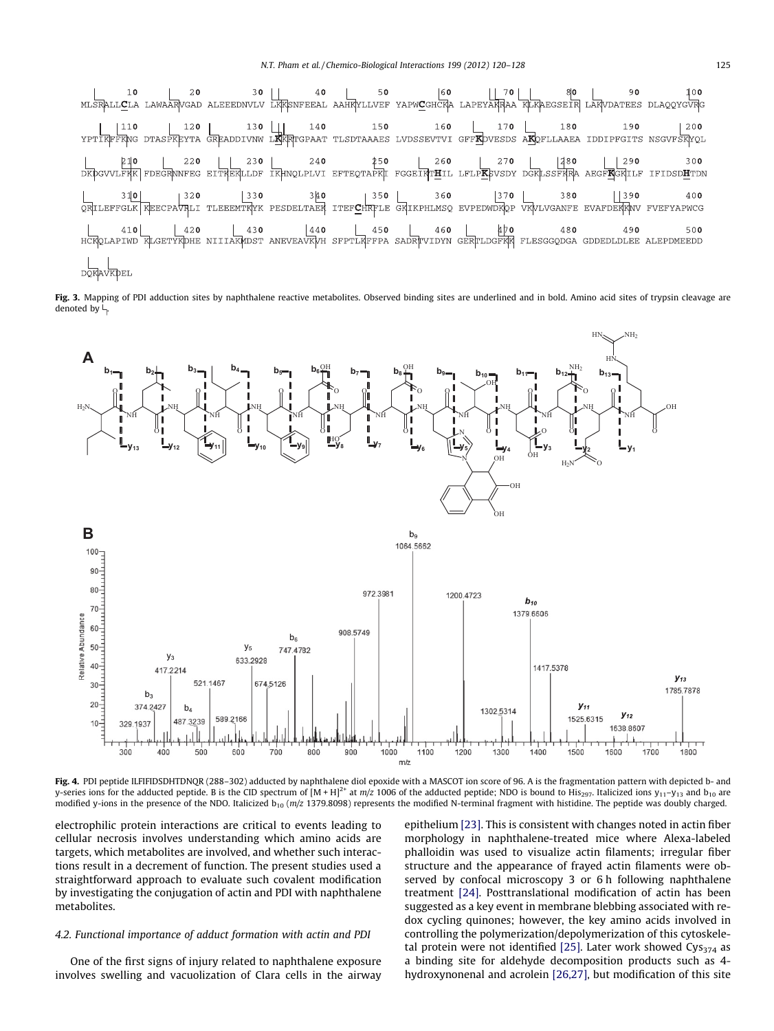```
MLSRALLCLA LAWAARVGAD ALEEEDNVLV LKKSNFEEAL AAHKYLLVEF YAPWCGHCKA LAPEYAKAAA KLKAEGSEIR LAKVDATEES DLAQQYGVRG
YPTIKFFKNG DTASPKEYTA GREADDIVNW LKKRTGPAAT TLSDTAAAES LVDSSEVTVI GFFKDVESDS AKQFLLAAEA IDDIPFGITS NSGVFSKYQL
DKDGVVLFKK FDEGRNNFEG EITKEKLLDF IKHNQLPLVI EFTEQTAPKI FGGEIKTHIL LFLPKSVSDY DGKLSSFKRA AEGFKGKILF IFIDSDHTDN
QRILEFFGLK KEECPAVRLI TLEEEMTKYK PESDELTAEK ITEFCHRFLE GKIKPHLMSQ EVPEDWDKQP VKVLVGANFE EVAFDEKKNV FVEFYAPWCG
HCKQLAPIWD KLGETYKDHE NIIIAKMDST ANEVEAVKVH SFPTLKFFPA SADRTVIDYN GERTLDGFKK FLESGGQDGA GDDEDLDLEE ALEPDMEEDD
DQKAVKDEL
```

**Fig. 3.** Mapping of PDI adduction sites by naphthalene reactive metabolites. Observed binding sites are underlined and in bold. Amino acid sites of trypsin cleavage are denoted by ┕┐.

**Fig. 4.** PDI peptide ILFIFIDSDHTDNQR (288–302) adducted by naphthalene diol epoxide with a MASCOT ion score of 96. A is the fragmentation pattern with depicted b- and y-series ions for the adducted peptide. B is the CID spectrum of $[M + H]^{2+}$ at $m/z$ 1006 of the adducted peptide; NDO is bound to $His_{297}$. Italicized ions $y_{11}$–$y_{13}$ and $b_{10}$ are modified y-ions in the presence of the NDO. Italicized $b_{10}$ ($m/z$ 1379.8098) represents the modified N-terminal fragment with histidine. The peptide was doubly charged.

electrophilic protein interactions are critical to events leading to cellular necrosis involves understanding which amino acids are targets, which metabolites are involved, and whether such interactions result in a decrement of function. The present studies used a straightforward approach to evaluate such covalent modification by investigating the conjugation of actin and PDI with naphthalene metabolites.

### 4.2. Functional importance of adduct formation with actin and PDI

One of the first signs of injury related to naphthalene exposure involves swelling and vacuolization of Clara cells in the airway epithelium [23]. This is consistent with changes noted in actin fiber morphology in naphthalene-treated mice where Alexa-labeled phalloidin was used to visualize actin filaments; irregular fiber structure and the appearance of frayed actin filaments were observed by confocal microscopy 3 or 6 h following naphthalene treatment [24]. Posttranslational modification of actin has been suggested as a key event in membrane blebbing associated with redox cycling quinones; however, the key amino acids involved in controlling the polymerization/depolymerization of this cytoskeletal protein were not identified [25]. Later work showed $Cys_{374}$ as a binding site for aldehyde decomposition products such as 4-hydroxynonenal and acrolein [26,27], but modification of this site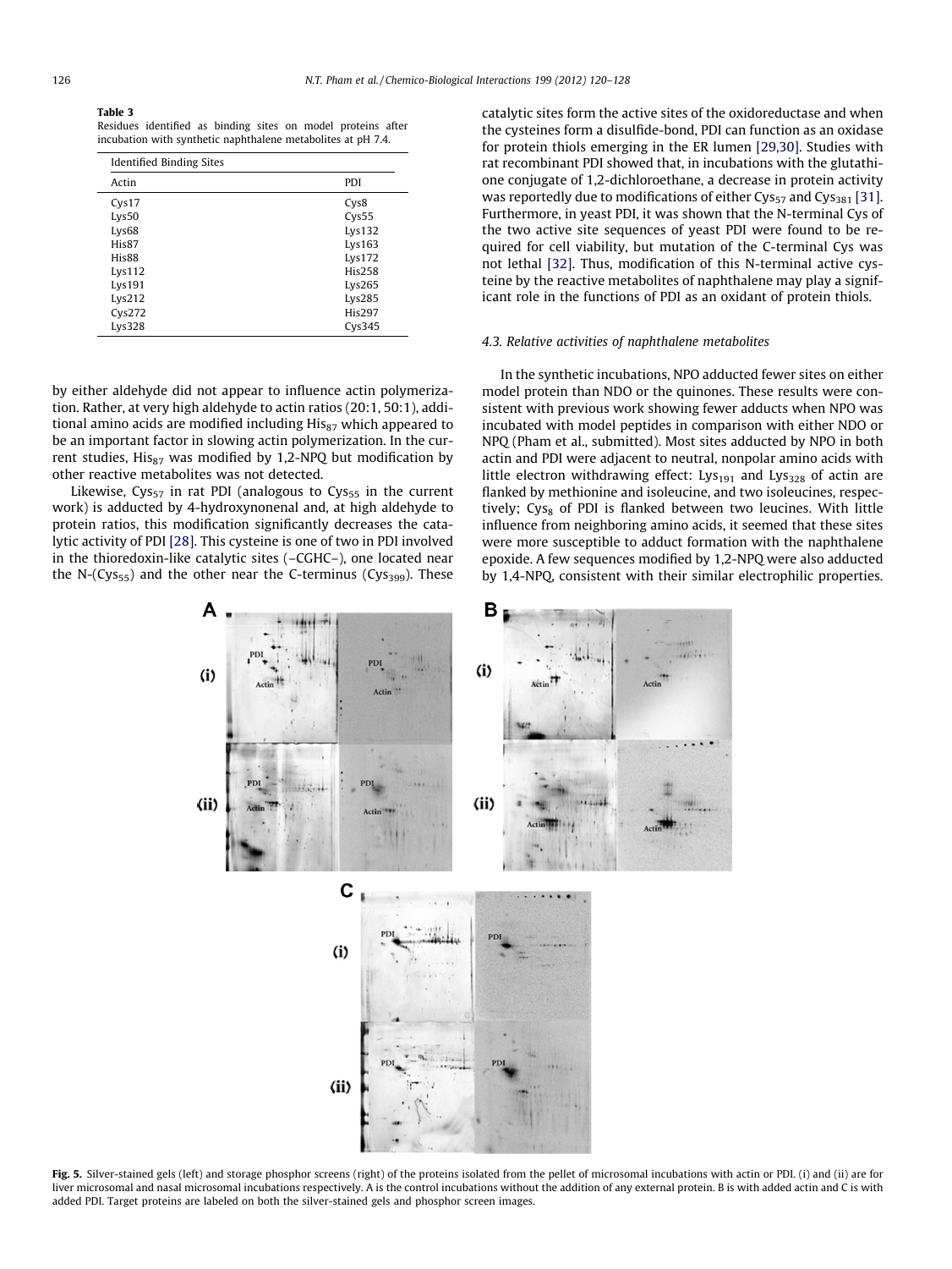**Table 3**
Residues identified as binding sites on model proteins after incubation with synthetic naphthalene metabolites at pH 7.4.

| Identified Binding Sites | |
|---|---|
| Actin | PDI |
| Cys17 | Cys8 |
| Lys50 | Cys55 |
| Lys68 | Lys132 |
| His87 | Lys163 |
| His88 | Lys172 |
| Lys112 | His258 |
| Lys191 | Lys265 |
| Lys212 | Lys285 |
| Cys272 | His297 |
| Lys328 | Cys345 |

by either aldehyde did not appear to influence actin polymerization. Rather, at very high aldehyde to actin ratios (20:1, 50:1), additional amino acids are modified including $His_{87}$ which appeared to be an important factor in slowing actin polymerization. In the current studies, $His_{87}$ was modified by 1,2-NPQ but modification by other reactive metabolites was not detected.

Likewise, $Cys_{57}$ in rat PDI (analogous to $Cys_{55}$ in the current work) is adducted by 4-hydroxynonenal and, at high aldehyde to protein ratios, this modification significantly decreases the catalytic activity of PDI [28]. This cysteine is one of two in PDI involved in the thioredoxin-like catalytic sites (–CGHC–), one located near the N-($Cys_{55}$) and the other near the C-terminus ($Cys_{399}$). These catalytic sites form the active sites of the oxidoreductase and when the cysteines form a disulfide-bond, PDI can function as an oxidase for protein thiols emerging in the ER lumen [29,30]. Studies with rat recombinant PDI showed that, in incubations with the glutathione conjugate of 1,2-dichloroethane, a decrease in protein activity was reportedly due to modifications of either $Cys_{57}$ and $Cys_{381}$ [31]. Furthermore, in yeast PDI, it was shown that the N-terminal Cys of the two active site sequences of yeast PDI were found to be required for cell viability, but mutation of the C-terminal Cys was not lethal [32]. Thus, modification of this N-terminal active cysteine by the reactive metabolites of naphthalene may play a significant role in the functions of PDI as an oxidant of protein thiols.

### 4.3. Relative activities of naphthalene metabolites

In the synthetic incubations, NPO adducted fewer sites on either model protein than NDO or the quinones. These results were consistent with previous work showing fewer adducts when NPO was incubated with model peptides in comparison with either NDO or NPQ (Pham et al., submitted). Most sites adducted by NPO in both actin and PDI were adjacent to neutral, nonpolar amino acids with little electron withdrawing effect: $Lys_{191}$ and $Lys_{328}$ of actin are flanked by methionine and isoleucine, and two isoleucines, respectively; $Cys_8$ of PDI is flanked between two leucines. With little influence from neighboring amino acids, it seemed that these sites were more susceptible to adduct formation with the naphthalene epoxide. A few sequences modified by 1,2-NPQ were also adducted by 1,4-NPQ, consistent with their similar electrophilic properties.

**Fig. 5.** Silver-stained gels (left) and storage phosphor screens (right) of the proteins isolated from the pellet of microsomal incubations with actin or PDI. (i) and (ii) are for liver microsomal and nasal microsomal incubations respectively. A is the control incubations without the addition of any external protein. B is with added actin and C is with added PDI. Target proteins are labeled on both the silver-stained gels and phosphor screen images.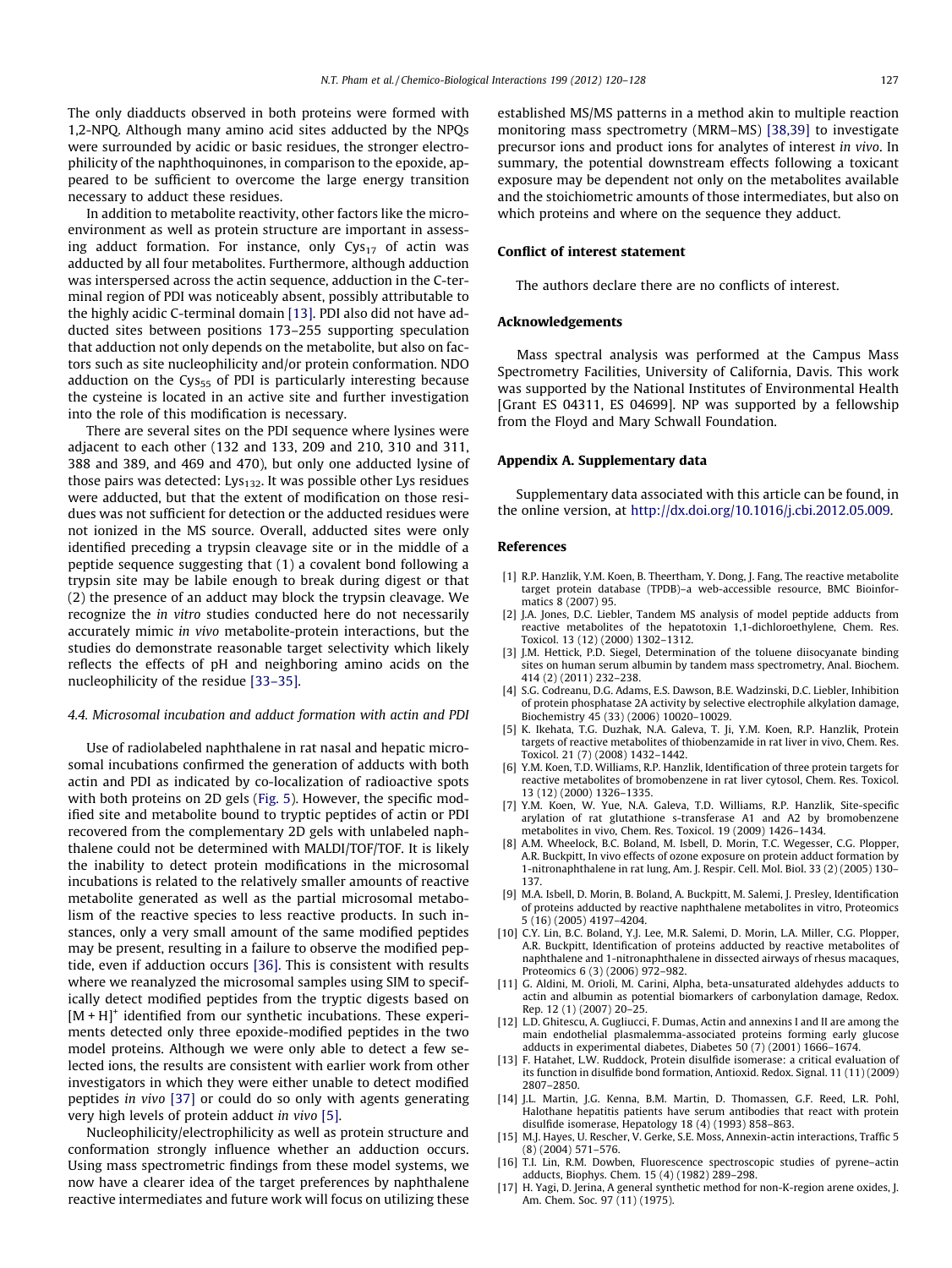The only diadducts observed in both proteins were formed with 1,2-NPQ. Although many amino acid sites adducted by the NPQs were surrounded by acidic or basic residues, the stronger electrophilicity of the naphthoquinones, in comparison to the epoxide, appeared to be sufficient to overcome the large energy transition necessary to adduct these residues.

In addition to metabolite reactivity, other factors like the microenvironment as well as protein structure are important in assessing adduct formation. For instance, only $Cys_{17}$ of actin was adducted by all four metabolites. Furthermore, although adduction was interspersed across the actin sequence, adduction in the C-terminal region of PDI was noticeably absent, possibly attributable to the highly acidic C-terminal domain [13]. PDI also did not have adducted sites between positions 173–255 supporting speculation that adduction not only depends on the metabolite, but also on factors such as site nucleophilicity and/or protein conformation. NDO adduction on the $Cys_{55}$ of PDI is particularly interesting because the cysteine is located in an active site and further investigation into the role of this modification is necessary.

There are several sites on the PDI sequence where lysines were adjacent to each other (132 and 133, 209 and 210, 310 and 311, 388 and 389, and 469 and 470), but only one adducted lysine of those pairs was detected: $Lys_{132}$. It was possible other Lys residues were adducted, but that the extent of modification on those residues was not sufficient for detection or the adducted residues were not ionized in the MS source. Overall, adducted sites were only identified preceding a trypsin cleavage site or in the middle of a peptide sequence suggesting that (1) a covalent bond following a trypsin site may be labile enough to break during digest or that (2) the presence of an adduct may block the trypsin cleavage. We recognize the *in vitro* studies conducted here do not necessarily accurately mimic *in vivo* metabolite-protein interactions, but the studies do demonstrate reasonable target selectivity which likely reflects the effects of pH and neighboring amino acids on the nucleophilicity of the residue [33–35].

#### 4.4. Microsomal incubation and adduct formation with actin and PDI

Use of radiolabeled naphthalene in rat nasal and hepatic microsomal incubations confirmed the generation of adducts with both actin and PDI as indicated by co-localization of radioactive spots with both proteins on 2D gels (Fig. 5). However, the specific modified site and metabolite bound to tryptic peptides of actin or PDI recovered from the complementary 2D gels with unlabeled naphthalene could not be determined with MALDI/TOF/TOF. It is likely the inability to detect protein modifications in the microsomal incubations is related to the relatively smaller amounts of reactive metabolite generated as well as the partial microsomal metabolism of the reactive species to less reactive products. In such instances, only a very small amount of the same modified peptides may be present, resulting in a failure to observe the modified peptide, even if adduction occurs [36]. This is consistent with results where we reanalyzed the microsomal samples using SIM to specifically detect modified peptides from the tryptic digests based on $[M+H]^+$ identified from our synthetic incubations. These experiments detected only three epoxide-modified peptides in the two model proteins. Although we were only able to detect a few selected ions, the results are consistent with earlier work from other investigators in which they were either unable to detect modified peptides *in vivo* [37] or could do so only with agents generating very high levels of protein adduct *in vivo* [5].

Nucleophilicity/electrophilicity as well as protein structure and conformation strongly influence whether an adduction occurs. Using mass spectrometric findings from these model systems, we now have a clearer idea of the target preferences by naphthalene reactive intermediates and future work will focus on utilizing these established MS/MS patterns in a method akin to multiple reaction monitoring mass spectrometry (MRM–MS) [38,39] to investigate precursor ions and product ions for analytes of interest *in vivo*. In summary, the potential downstream effects following a toxicant exposure may be dependent not only on the metabolites available and the stoichiometric amounts of those intermediates, but also on which proteins and where on the sequence they adduct.

### Conflict of interest statement

The authors declare there are no conflicts of interest.

### Acknowledgements

Mass spectral analysis was performed at the Campus Mass Spectrometry Facilities, University of California, Davis. This work was supported by the National Institutes of Environmental Health [Grant ES 04311, ES 04699]. NP was supported by a fellowship from the Floyd and Mary Schwall Foundation.

### Appendix A. Supplementary data

Supplementary data associated with this article can be found, in the online version, at http://dx.doi.org/10.1016/j.cbi.2012.05.009.

### References

[1] R.P. Hanzlik, Y.M. Koen, B. Theertham, Y. Dong, J. Fang, The reactive metabolite target protein database (TPDB)–a web-accessible resource, BMC Bioinformatics 8 (2007) 95.

[2] J.A. Jones, D.C. Liebler, Tandem MS analysis of model peptide adducts from reactive metabolites of the hepatotoxin 1,1-dichloroethylene, Chem. Res. Toxicol. 13 (12) (2000) 1302–1312.

[3] J.M. Hettick, P.D. Siegel, Determination of the toluene diisocyanate binding sites on human serum albumin by tandem mass spectrometry, Anal. Biochem. 414 (2) (2011) 232–238.

[4] S.G. Codreanu, D.G. Adams, E.S. Dawson, B.E. Wadzinski, D.C. Liebler, Inhibition of protein phosphatase 2A activity by selective electrophile alkylation damage, Biochemistry 45 (33) (2006) 10020–10029.

[5] K. Ikehata, T.G. Duzhak, N.A. Galeva, T. Ji, Y.M. Koen, R.P. Hanzlik, Protein targets of reactive metabolites of thiobenzamide in rat liver in vivo, Chem. Res. Toxicol. 21 (7) (2008) 1432–1442.

[6] Y.M. Koen, T.D. Williams, R.P. Hanzlik, Identification of three protein targets for reactive metabolites of bromobenzene in rat liver cytosol, Chem. Res. Toxicol. 13 (12) (2000) 1326–1335.

[7] Y.M. Koen, W. Yue, N.A. Galeva, T.D. Williams, R.P. Hanzlik, Site-specific arylation of rat glutathione s-transferase A1 and A2 by bromobenzene metabolites in vivo, Chem. Res. Toxicol. 19 (2009) 1426–1434.

[8] A.M. Wheelock, B.C. Boland, M. Isbell, D. Morin, T.C. Wegesser, C.G. Plopper, A.R. Buckpitt, In vivo effects of ozone exposure on protein adduct formation by 1-nitronaphthalene in rat lung, Am. J. Respir. Cell. Mol. Biol. 33 (2) (2005) 130–137.

[9] M.A. Isbell, D. Morin, B. Boland, A. Buckpitt, M. Salemi, J. Presley, Identification of proteins adducted by reactive naphthalene metabolites in vitro, Proteomics 5 (16) (2005) 4197–4204.

[10] C.Y. Lin, B.C. Boland, Y.J. Lee, M.R. Salemi, D. Morin, L.A. Miller, C.G. Plopper, A.R. Buckpitt, Identification of proteins adducted by reactive metabolites of naphthalene and 1-nitronaphthalene in dissected airways of rhesus macaques, Proteomics 6 (3) (2006) 972–982.

[11] G. Aldini, M. Orioli, M. Carini, Alpha, beta-unsaturated aldehydes adducts to actin and albumin as potential biomarkers of carbonylation damage, Redox. Rep. 12 (1) (2007) 20–25.

[12] L.D. Ghitescu, A. Gugliucci, F. Dumas, Actin and annexins I and II are among the main endothelial plasmalemma-associated proteins forming early glucose adducts in experimental diabetes, Diabetes 50 (7) (2001) 1666–1674.

[13] F. Hatahet, L.W. Ruddock, Protein disulfide isomerase: a critical evaluation of its function in disulfide bond formation, Antioxid. Redox. Signal. 11 (11) (2009) 2807–2850.

[14] J.L. Martin, J.G. Kenna, B.M. Martin, D. Thomassen, G.F. Reed, L.R. Pohl, Halothane hepatitis patients have serum antibodies that react with protein disulfide isomerase, Hepatology 18 (4) (1993) 858–863.

[15] M.J. Hayes, U. Rescher, V. Gerke, S.E. Moss, Annexin-actin interactions, Traffic 5 (8) (2004) 571–576.

[16] T.I. Lin, R.M. Dowben, Fluorescence spectroscopic studies of pyrene–actin adducts, Biophys. Chem. 15 (4) (1982) 289–298.

[17] H. Yagi, D. Jerina, A general synthetic method for non-K-region arene oxides, J. Am. Chem. Soc. 97 (11) (1975).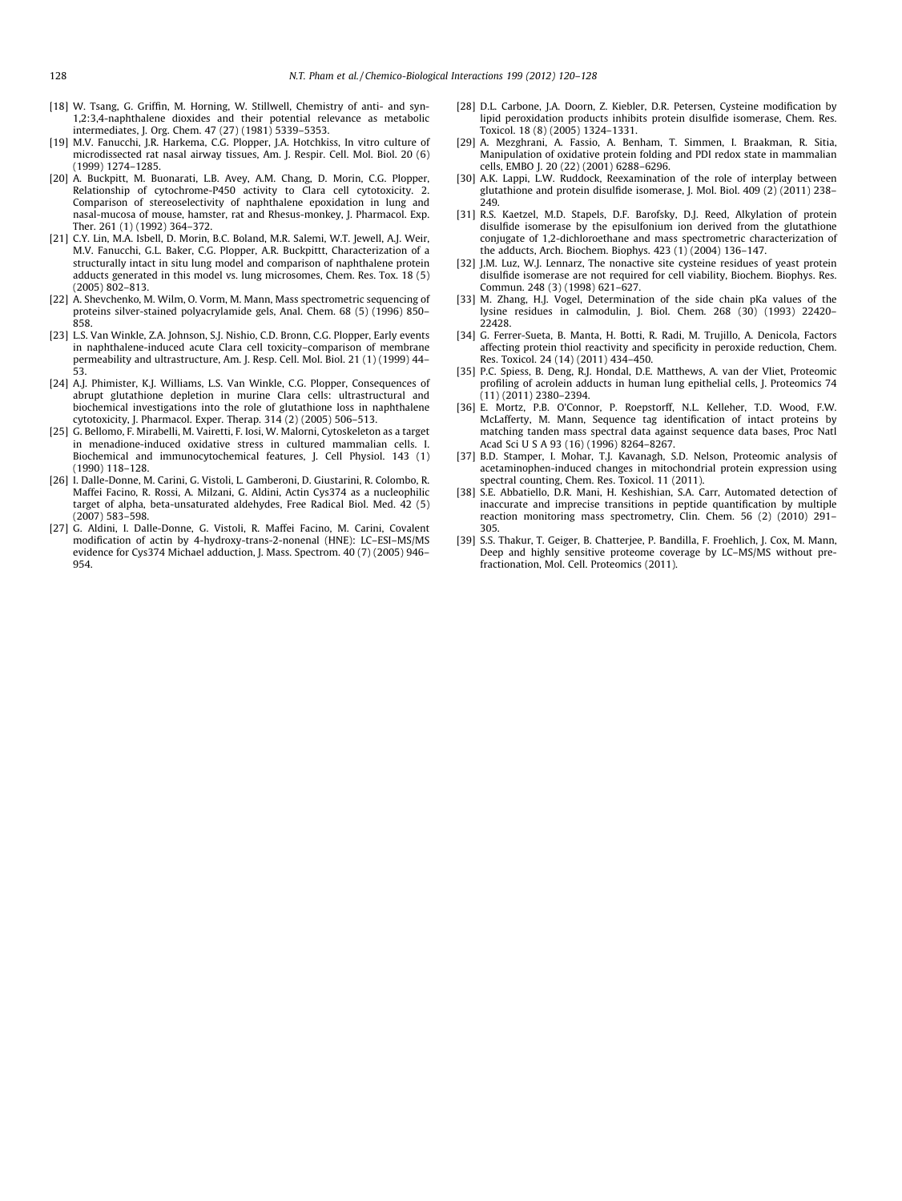[18] W. Tsang, G. Griffin, M. Horning, W. Stillwell, Chemistry of anti- and syn-1,2:3,4-naphthalene dioxides and their potential relevance as metabolic intermediates, J. Org. Chem. 47 (27) (1981) 5339–5353.

[19] M.V. Fanucchi, J.R. Harkema, C.G. Plopper, J.A. Hotchkiss, In vitro culture of microdissected rat nasal airway tissues, Am. J. Respir. Cell. Mol. Biol. 20 (6) (1999) 1274–1285.

[20] A. Buckpitt, M. Buonarati, L.B. Avey, A.M. Chang, D. Morin, C.G. Plopper, Relationship of cytochrome-P450 activity to Clara cell cytotoxicity. 2. Comparison of stereoselectivity of naphthalene epoxidation in lung and nasal-mucosa of mouse, hamster, rat and Rhesus-monkey, J. Pharmacol. Exp. Ther. 261 (1) (1992) 364–372.

[21] C.Y. Lin, M.A. Isbell, D. Morin, B.C. Boland, M.R. Salemi, W.T. Jewell, A.J. Weir, M.V. Fanucchi, G.L. Baker, C.G. Plopper, A.R. Buckpittt, Characterization of a structurally intact in situ lung model and comparison of naphthalene protein adducts generated in this model vs. lung microsomes, Chem. Res. Tox. 18 (5) (2005) 802–813.

[22] A. Shevchenko, M. Wilm, O. Vorm, M. Mann, Mass spectrometric sequencing of proteins silver-stained polyacrylamide gels, Anal. Chem. 68 (5) (1996) 850–858.

[23] L.S. Van Winkle, Z.A. Johnson, S.J. Nishio, C.D. Bronn, C.G. Plopper, Early events in naphthalene-induced acute Clara cell toxicity–comparison of membrane permeability and ultrastructure, Am. J. Resp. Cell. Mol. Biol. 21 (1) (1999) 44–53.

[24] A.J. Phimister, K.J. Williams, L.S. Van Winkle, C.G. Plopper, Consequences of abrupt glutathione depletion in murine Clara cells: ultrastructural and biochemical investigations into the role of glutathione loss in naphthalene cytotoxicity, J. Pharmacol. Exper. Therap. 314 (2) (2005) 506–513.

[25] G. Bellomo, F. Mirabelli, M. Vairetti, F. Iosi, W. Malorni, Cytoskeleton as a target in menadione-induced oxidative stress in cultured mammalian cells. I. Biochemical and immunocytochemical features, J. Cell Physiol. 143 (1) (1990) 118–128.

[26] I. Dalle-Donne, M. Carini, G. Vistoli, L. Gamberoni, D. Giustarini, R. Colombo, R. Maffei Facino, R. Rossi, A. Milzani, G. Aldini, Actin Cys374 as a nucleophilic target of alpha, beta-unsaturated aldehydes, Free Radical Biol. Med. 42 (5) (2007) 583–598.

[27] G. Aldini, I. Dalle-Donne, G. Vistoli, R. Maffei Facino, M. Carini, Covalent modification of actin by 4-hydroxy-trans-2-nonenal (HNE): LC–ESI–MS/MS evidence for Cys374 Michael adduction, J. Mass. Spectrom. 40 (7) (2005) 946–954.

[28] D.L. Carbone, J.A. Doorn, Z. Kiebler, D.R. Petersen, Cysteine modification by lipid peroxidation products inhibits protein disulfide isomerase, Chem. Res. Toxicol. 18 (8) (2005) 1324–1331.

[29] A. Mezghrani, A. Fassio, A. Benham, T. Simmen, I. Braakman, R. Sitia, Manipulation of oxidative protein folding and PDI redox state in mammalian cells, EMBO J. 20 (22) (2001) 6288–6296.

[30] A.K. Lappi, L.W. Ruddock, Reexamination of the role of interplay between glutathione and protein disulfide isomerase, J. Mol. Biol. 409 (2) (2011) 238–249.

[31] R.S. Kaetzel, M.D. Stapels, D.F. Barofsky, D.J. Reed, Alkylation of protein disulfide isomerase by the episulfonium ion derived from the glutathione conjugate of 1,2-dichloroethane and mass spectrometric characterization of the adducts, Arch. Biochem. Biophys. 423 (1) (2004) 136–147.

[32] J.M. Luz, W.J. Lennarz, The nonactive site cysteine residues of yeast protein disulfide isomerase are not required for cell viability, Biochem. Biophys. Res. Commun. 248 (3) (1998) 621–627.

[33] M. Zhang, H.J. Vogel, Determination of the side chain pKa values of the lysine residues in calmodulin, J. Biol. Chem. 268 (30) (1993) 22420–22428.

[34] G. Ferrer-Sueta, B. Manta, H. Botti, R. Radi, M. Trujillo, A. Denicola, Factors affecting protein thiol reactivity and specificity in peroxide reduction, Chem. Res. Toxicol. 24 (14) (2011) 434–450.

[35] P.C. Spiess, B. Deng, R.J. Hondal, D.E. Matthews, A. van der Vliet, Proteomic profiling of acrolein adducts in human lung epithelial cells, J. Proteomics 74 (11) (2011) 2380–2394.

[36] E. Mortz, P.B. O'Connor, P. Roepstorff, N.L. Kelleher, T.D. Wood, F.W. McLafferty, M. Mann, Sequence tag identification of intact proteins by matching tanden mass spectral data against sequence data bases, Proc Natl Acad Sci U S A 93 (16) (1996) 8264–8267.

[37] B.D. Stamper, I. Mohar, T.J. Kavanagh, S.D. Nelson, Proteomic analysis of acetaminophen-induced changes in mitochondrial protein expression using spectral counting, Chem. Res. Toxicol. 11 (2011).

[38] S.E. Abbatiello, D.R. Mani, H. Keshishian, S.A. Carr, Automated detection of inaccurate and imprecise transitions in peptide quantification by multiple reaction monitoring mass spectrometry, Clin. Chem. 56 (2) (2010) 291–305.

[39] S.S. Thakur, T. Geiger, B. Chatterjee, P. Bandilla, F. Froehlich, J. Cox, M. Mann, Deep and highly sensitive proteome coverage by LC–MS/MS without prefractionation, Mol. Cell. Proteomics (2011).